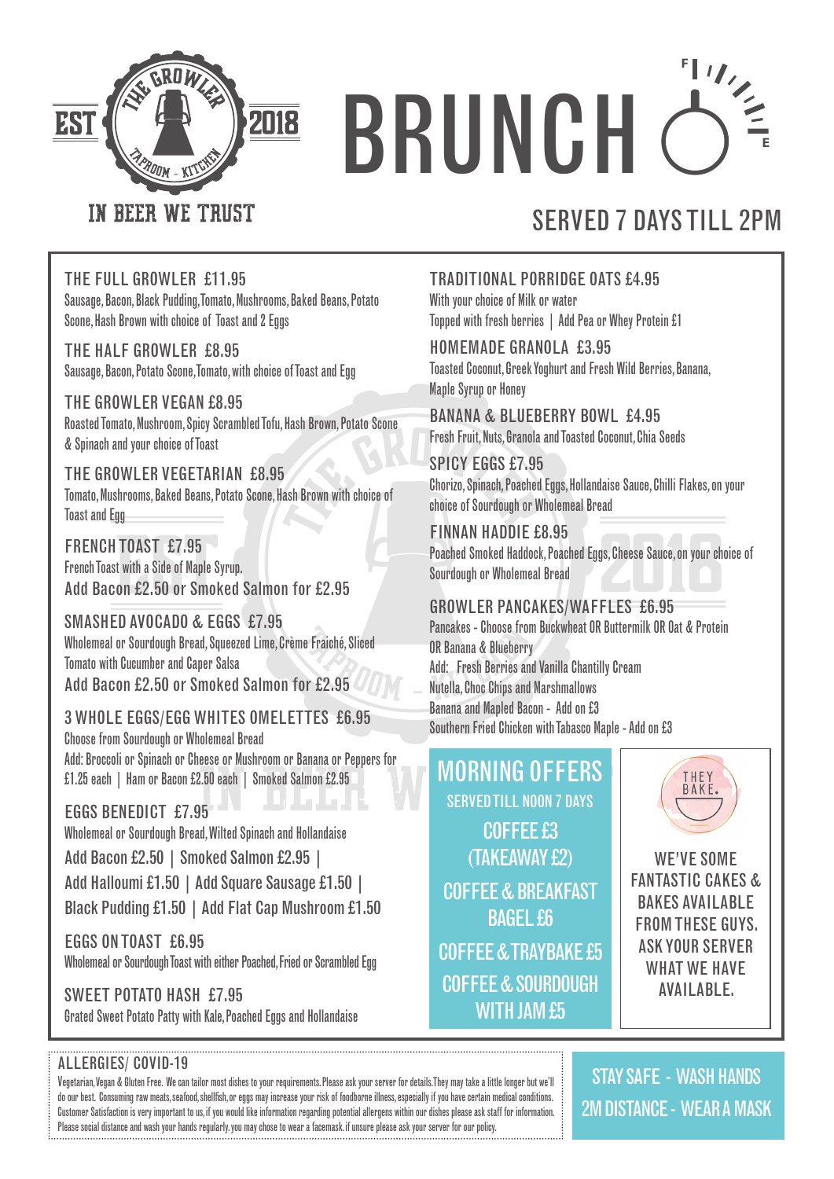THE GROWLER
EST 2018
TAPROOM - KITCHEN

IN BEER WE TRUST

# BRUNCH

## SERVED 7 DAYS TILL 2PM

### THE FULL GROWLER £11.95
Sausage, Bacon, Black Pudding, Tomato, Mushrooms, Baked Beans, Potato Scone, Hash Brown with choice of Toast and 2 Eggs

### THE HALF GROWLER £8.95
Sausage, Bacon, Potato Scone, Tomato, with choice of Toast and Egg

### THE GROWLER VEGAN £8.95
Roasted Tomato, Mushroom, Spicy Scrambled Tofu, Hash Brown, Potato Scone & Spinach and your choice of Toast

### THE GROWLER VEGETARIAN £8.95
Tomato, Mushrooms, Baked Beans, Potato Scone, Hash Brown with choice of Toast and Egg

### FRENCH TOAST £7.95
French Toast with a Side of Maple Syrup.
Add Bacon £2.50 or Smoked Salmon for £2.95

### SMASHED AVOCADO & EGGS £7.95
Wholemeal or Sourdough Bread, Squeezed Lime, Crème Fraiché, Sliced Tomato with Cucumber and Caper Salsa
Add Bacon £2.50 or Smoked Salmon for £2.95

### 3 WHOLE EGGS/EGG WHITES OMELETTES £6.95
Choose from Sourdough or Wholemeal Bread
Add: Broccoli or Spinach or Cheese or Mushroom or Banana or Peppers for £1.25 each | Ham or Bacon £2.50 each | Smoked Salmon £2.95

### EGGS BENEDICT £7.95
Wholemeal or Sourdough Bread, Wilted Spinach and Hollandaise
Add Bacon £2.50 | Smoked Salmon £2.95 |
Add Halloumi £1.50 | Add Square Sausage £1.50 |
Black Pudding £1.50 | Add Flat Cap Mushroom £1.50

### EGGS ON TOAST £6.95
Wholemeal or Sourdough Toast with either Poached, Fried or Scrambled Egg

### SWEET POTATO HASH £7.95
Grated Sweet Potato Patty with Kale, Poached Eggs and Hollandaise

### TRADITIONAL PORRIDGE OATS £4.95
With your choice of Milk or water
Topped with fresh berries | Add Pea or Whey Protein £1

### HOMEMADE GRANOLA £3.95
Toasted Coconut, Greek Yoghurt and Fresh Wild Berries, Banana, Maple Syrup or Honey

### BANANA & BLUEBERRY BOWL £4.95
Fresh Fruit, Nuts, Granola and Toasted Coconut, Chia Seeds

### SPICY EGGS £7.95
Chorizo, Spinach, Poached Eggs, Hollandaise Sauce, Chilli Flakes, on your choice of Sourdough or Wholemeal Bread

### FINNAN HADDIE £8.95
Poached Smoked Haddock, Poached Eggs, Cheese Sauce, on your choice of Sourdough or Wholemeal Bread

### GROWLER PANCAKES/WAFFLES £6.95
Pancakes - Choose from Buckwheat OR Buttermilk OR Oat & Protein OR Banana & Blueberry
Add: Fresh Berries and Vanilla Chantilly Cream
Nutella, Choc Chips and Marshmallows
Banana and Mapled Bacon - Add on £3
Southern Fried Chicken with Tabasco Maple - Add on £3

## MORNING OFFERS
SERVED TILL NOON 7 DAYS

COFFEE £3 (TAKEAWAY £2)

COFFEE & BREAKFAST BAGEL £6

COFFEE & TRAYBAKE £5

COFFEE & SOURDOUGH WITH JAM £5

THEY BAKE.

WE'VE SOME FANTASTIC CAKES & BAKES AVAILABLE FROM THESE GUYS. ASK YOUR SERVER WHAT WE HAVE AVAILABLE.

### ALLERGIES/ COVID-19
Vegetarian, Vegan & Gluten Free. We can tailor most dishes to your requirements. Please ask your server for details. They may take a little longer but we'll do our best. Consuming raw meats, seafood, shellfish, or eggs may increase your risk of foodborne illness, especially if you have certain medical conditions. Customer Satisfaction is very important to us, if you would like information regarding potential allergens within our dishes please ask staff for information. Please social distance and wash your hands regularly. you may chose to wear a facemask. if unsure please ask your server for our policy.

STAY SAFE - WASH HANDS
2M DISTANCE - WEAR A MASK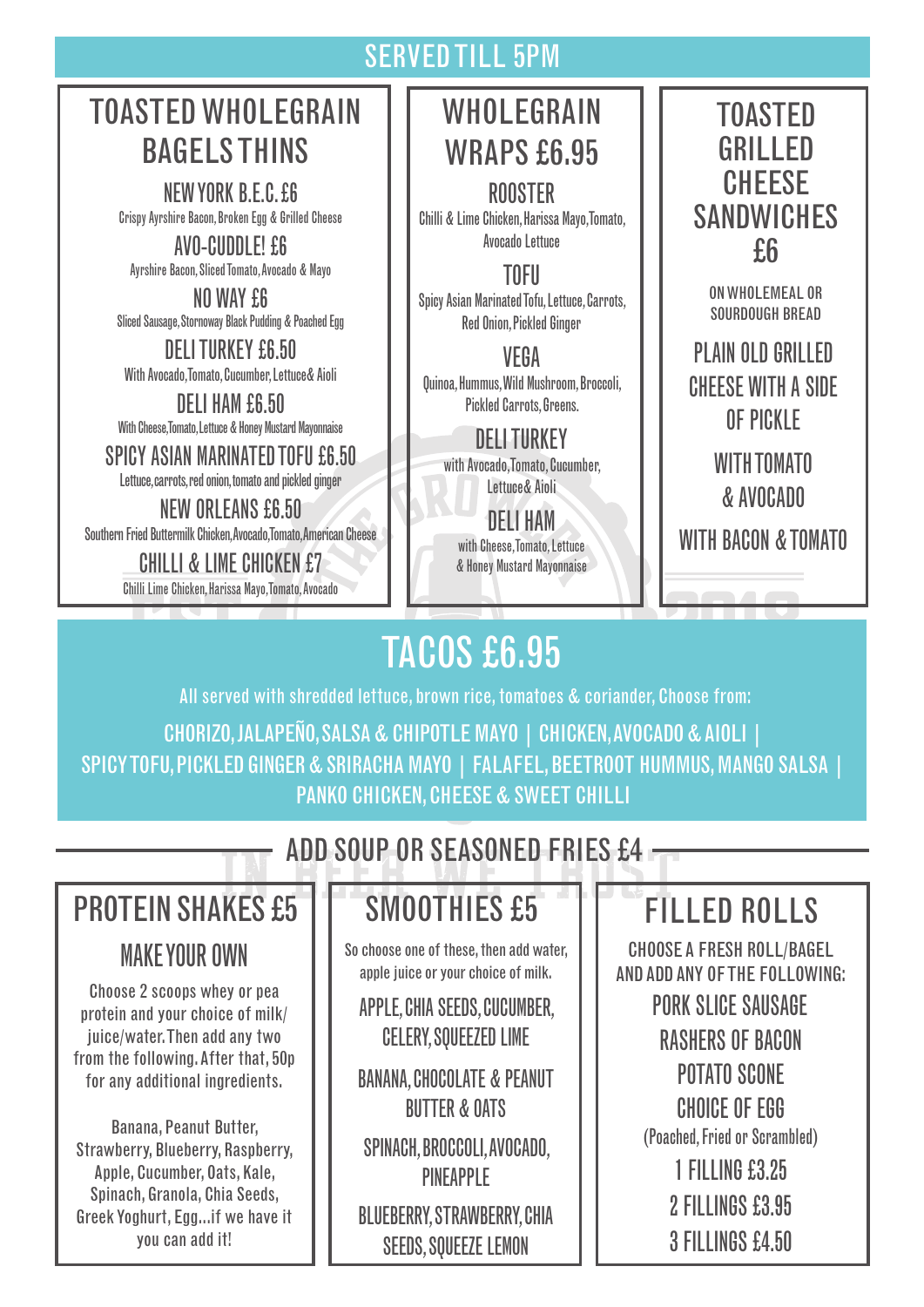## SERVED TILL 5PM

### TOASTED WHOLEGRAIN BAGELS THINS

**NEW YORK B.E.C. £6**
Crispy Ayrshire Bacon, Broken Egg & Grilled Cheese

**AVO-CUDDLE! £6**
Ayrshire Bacon, Sliced Tomato, Avocado & Mayo

**NO WAY £6**
Sliced Sausage, Stornoway Black Pudding & Poached Egg

**DELI TURKEY £6.50**
With Avocado, Tomato, Cucumber, Lettuce& Aioli

**DELI HAM £6.50**
With Cheese, Tomato, Lettuce & Honey Mustard Mayonnaise

**SPICY ASIAN MARINATED TOFU £6.50**
Lettuce, carrots, red onion, tomato and pickled ginger

**NEW ORLEANS £6.50**
Southern Fried Buttermilk Chicken, Avocado, Tomato, American Cheese

**CHILLI & LIME CHICKEN £7**
Chilli Lime Chicken, Harissa Mayo, Tomato, Avocado

### WHOLEGRAIN WRAPS £6.95

**ROOSTER**
Chilli & Lime Chicken, Harissa Mayo, Tomato, Avocado Lettuce

**TOFU**
Spicy Asian Marinated Tofu, Lettuce, Carrots, Red Onion, Pickled Ginger

**VEGA**
Quinoa, Hummus, Wild Mushroom, Broccoli, Pickled Carrots, Greens.

**DELI TURKEY**
with Avocado, Tomato, Cucumber, Lettuce& Aioli

**DELI HAM**
with Cheese, Tomato, Lettuce & Honey Mustard Mayonnaise

### TOASTED GRILLED CHEESE SANDWICHES £6

ON WHOLEMEAL OR SOURDOUGH BREAD

PLAIN OLD GRILLED CHEESE WITH A SIDE OF PICKLE

WITH TOMATO & AVOCADO

WITH BACON & TOMATO

## TACOS £6.95

All served with shredded lettuce, brown rice, tomatoes & coriander, Choose from:

CHORIZO, JALAPEÑO, SALSA & CHIPOTLE MAYO | CHICKEN, AVOCADO & AIOLI | SPICY TOFU, PICKLED GINGER & SRIRACHA MAYO | FALAFEL, BEETROOT HUMMUS, MANGO SALSA | PANKO CHICKEN, CHEESE & SWEET CHILLI

## ADD SOUP OR SEASONED FRIES £4

### PROTEIN SHAKES £5

**MAKE YOUR OWN**

Choose 2 scoops whey or pea protein and your choice of milk/ juice/water. Then add any two from the following. After that, 50p for any additional ingredients.

Banana, Peanut Butter, Strawberry, Blueberry, Raspberry, Apple, Cucumber, Oats, Kale, Spinach, Granola, Chia Seeds, Greek Yoghurt, Egg...if we have it you can add it!

### SMOOTHIES £5

So choose one of these, then add water, apple juice or your choice of milk.

APPLE, CHIA SEEDS, CUCUMBER, CELERY, SQUEEZED LIME

BANANA, CHOCOLATE & PEANUT BUTTER & OATS

SPINACH, BROCCOLI, AVOCADO, PINEAPPLE

BLUEBERRY, STRAWBERRY, CHIA SEEDS, SQUEEZE LEMON

### FILLED ROLLS

CHOOSE A FRESH ROLL/BAGEL AND ADD ANY OF THE FOLLOWING:

PORK SLICE SAUSAGE

RASHERS OF BACON

POTATO SCONE

CHOICE OF EGG
(Poached, Fried or Scrambled)

1 FILLING £3.25

2 FILLINGS £3.95

3 FILLINGS £4.50